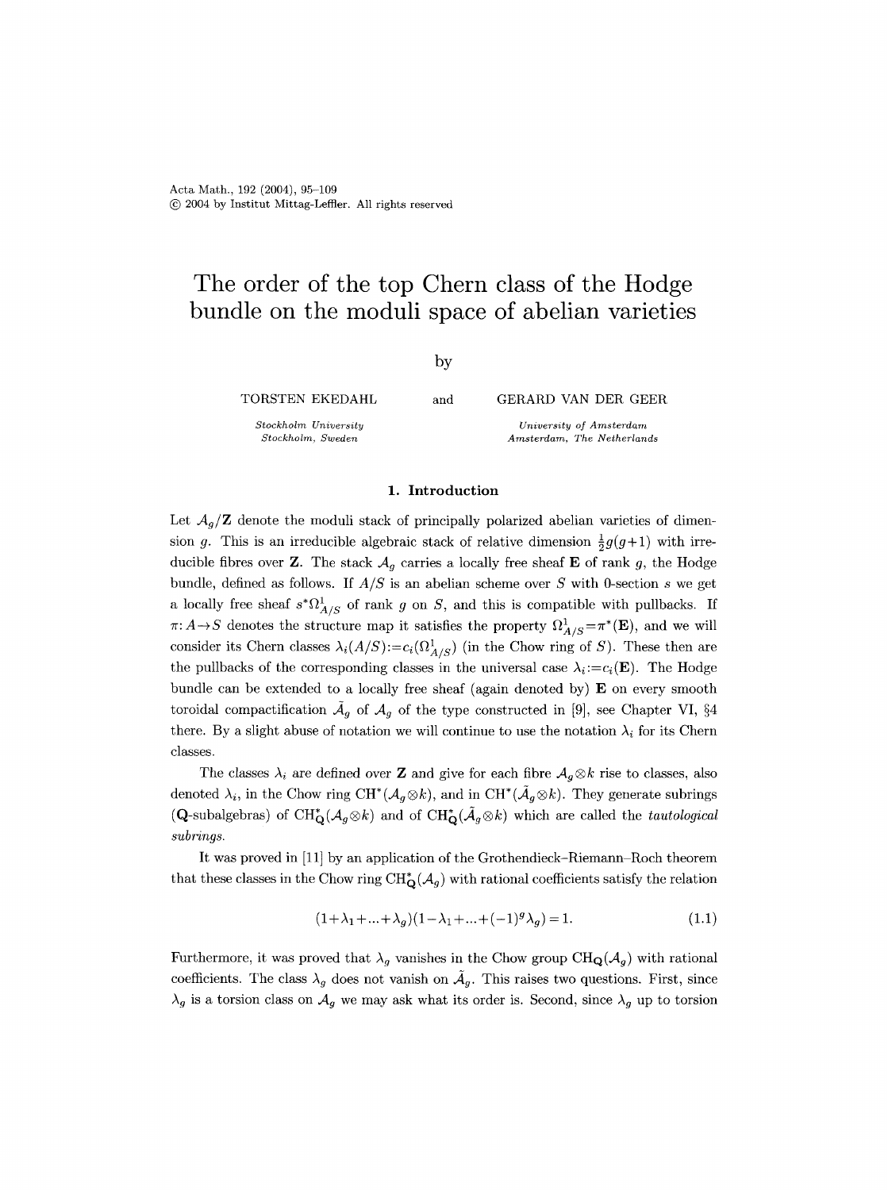# The order of the top Chern class of the Hodge bundle on the moduli space of abelian varieties

by

TORSTEN EKEDAHL

*Stockholm University*
*Stockholm, Sweden*

and

GERARD VAN DER GEER

*University of Amsterdam*
*Amsterdam, The Netherlands*

## 1. Introduction

Let $\mathcal{A}_g/\mathbf{Z}$ denote the moduli stack of principally polarized abelian varieties of dimension $g$. This is an irreducible algebraic stack of relative dimension $\frac{1}{2}g(g+1)$ with irreducible fibres over $\mathbf{Z}$. The stack $\mathcal{A}_g$ carries a locally free sheaf $\mathbf{E}$ of rank $g$, the Hodge bundle, defined as follows. If $A/S$ is an abelian scheme over $S$ with 0-section $s$ we get a locally free sheaf $s^*\Omega^1_{A/S}$ of rank $g$ on $S$, and this is compatible with pullbacks. If $\pi: A \to S$ denotes the structure map it satisfies the property $\Omega^1_{A/S} = \pi^*(\mathbf{E})$, and we will consider its Chern classes $\lambda_i(A/S) := c_i(\Omega^1_{A/S})$ (in the Chow ring of $S$). These then are the pullbacks of the corresponding classes in the universal case $\lambda_i := c_i(\mathbf{E})$. The Hodge bundle can be extended to a locally free sheaf (again denoted by) $\mathbf{E}$ on every smooth toroidal compactification $\tilde{\mathcal{A}}_g$ of $\mathcal{A}_g$ of the type constructed in [9], see Chapter VI, §4 there. By a slight abuse of notation we will continue to use the notation $\lambda_i$ for its Chern classes.

The classes $\lambda_i$ are defined over $\mathbf{Z}$ and give for each fibre $\mathcal{A}_g \otimes k$ rise to classes, also denoted $\lambda_i$, in the Chow ring $\mathrm{CH}^*(\mathcal{A}_g \otimes k)$, and in $\mathrm{CH}^*(\tilde{\mathcal{A}}_g \otimes k)$. They generate subrings ($\mathbf{Q}$-subalgebras) of $\mathrm{CH}^*_{\mathbf{Q}}(\mathcal{A}_g \otimes k)$ and of $\mathrm{CH}^*_{\mathbf{Q}}(\tilde{\mathcal{A}}_g \otimes k)$ which are called the *tautological subrings*.

It was proved in [11] by an application of the Grothendieck–Riemann–Roch theorem that these classes in the Chow ring $\mathrm{CH}^*_{\mathbf{Q}}(\mathcal{A}_g)$ with rational coefficients satisfy the relation

$$(1+\lambda_1+\ldots+\lambda_g)(1-\lambda_1+\ldots+(-1)^g\lambda_g) = 1. \tag{1.1}$$

Furthermore, it was proved that $\lambda_g$ vanishes in the Chow group $\mathrm{CH}_{\mathbf{Q}}(\mathcal{A}_g)$ with rational coefficients. The class $\lambda_g$ does not vanish on $\tilde{\mathcal{A}}_g$. This raises two questions. First, since $\lambda_g$ is a torsion class on $\mathcal{A}_g$ we may ask what its order is. Second, since $\lambda_g$ up to torsion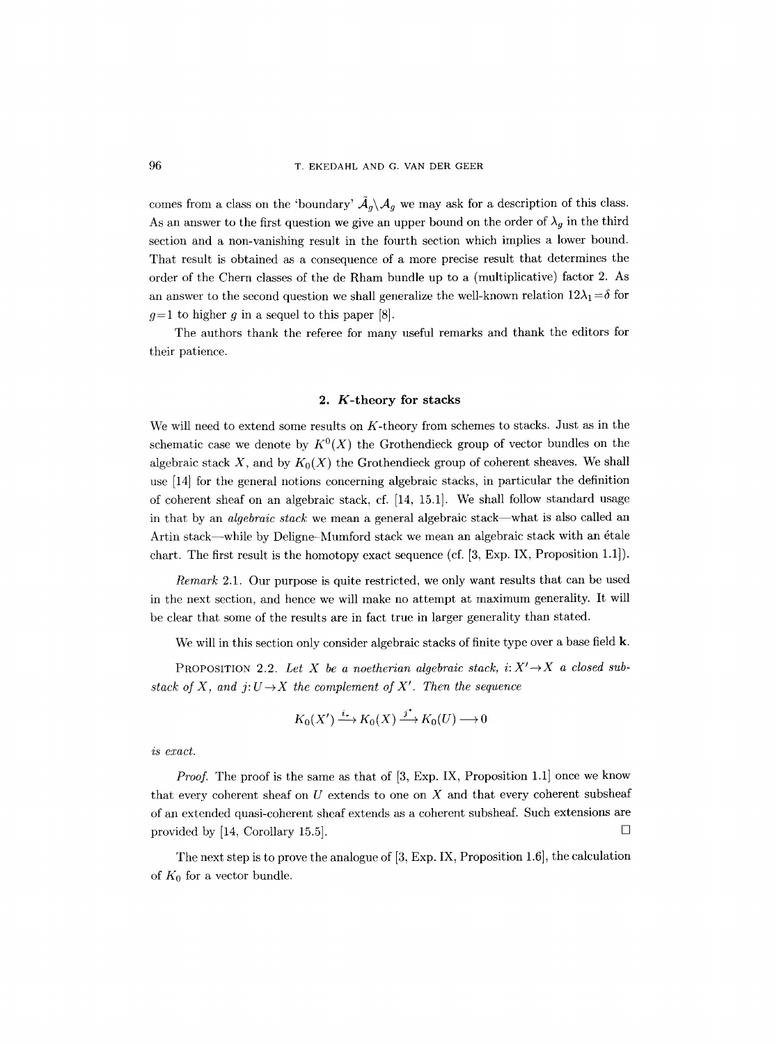comes from a class on the 'boundary' $\tilde{\mathcal{A}}_g \backslash \mathcal{A}_g$ we may ask for a description of this class. As an answer to the first question we give an upper bound on the order of $\lambda_g$ in the third section and a non-vanishing result in the fourth section which implies a lower bound. That result is obtained as a consequence of a more precise result that determines the order of the Chern classes of the de Rham bundle up to a (multiplicative) factor 2. As an answer to the second question we shall generalize the well-known relation $12\lambda_1 = \delta$ for $g=1$ to higher $g$ in a sequel to this paper [8].

The authors thank the referee for many useful remarks and thank the editors for their patience.

## 2. *K*-theory for stacks

We will need to extend some results on $K$-theory from schemes to stacks. Just as in the schematic case we denote by $K^0(X)$ the Grothendieck group of vector bundles on the algebraic stack $X$, and by $K_0(X)$ the Grothendieck group of coherent sheaves. We shall use [14] for the general notions concerning algebraic stacks, in particular the definition of coherent sheaf on an algebraic stack, cf. [14, 15.1]. We shall follow standard usage in that by an *algebraic stack* we mean a general algebraic stack—what is also called an Artin stack—while by Deligne–Mumford stack we mean an algebraic stack with an étale chart. The first result is the homotopy exact sequence (cf. [3, Exp. IX, Proposition 1.1]).

*Remark* 2.1. Our purpose is quite restricted, we only want results that can be used in the next section, and hence we will make no attempt at maximum generality. It will be clear that some of the results are in fact true in larger generality than stated.

We will in this section only consider algebraic stacks of finite type over a base field $\mathbf{k}$.

PROPOSITION 2.2. *Let $X$ be a noetherian algebraic stack, $i: X' \to X$ a closed substack of $X$, and $j: U \to X$ the complement of $X'$. Then the sequence*

$$K_0(X') \xrightarrow{i_*} K_0(X) \xrightarrow{j^*} K_0(U) \longrightarrow 0$$

*is exact.*

*Proof.* The proof is the same as that of [3, Exp. IX, Proposition 1.1] once we know that every coherent sheaf on $U$ extends to one on $X$ and that every coherent subsheaf of an extended quasi-coherent sheaf extends as a coherent subsheaf. Such extensions are provided by [14, Corollary 15.5]. $\square$

The next step is to prove the analogue of [3, Exp. IX, Proposition 1.6], the calculation of $K_0$ for a vector bundle.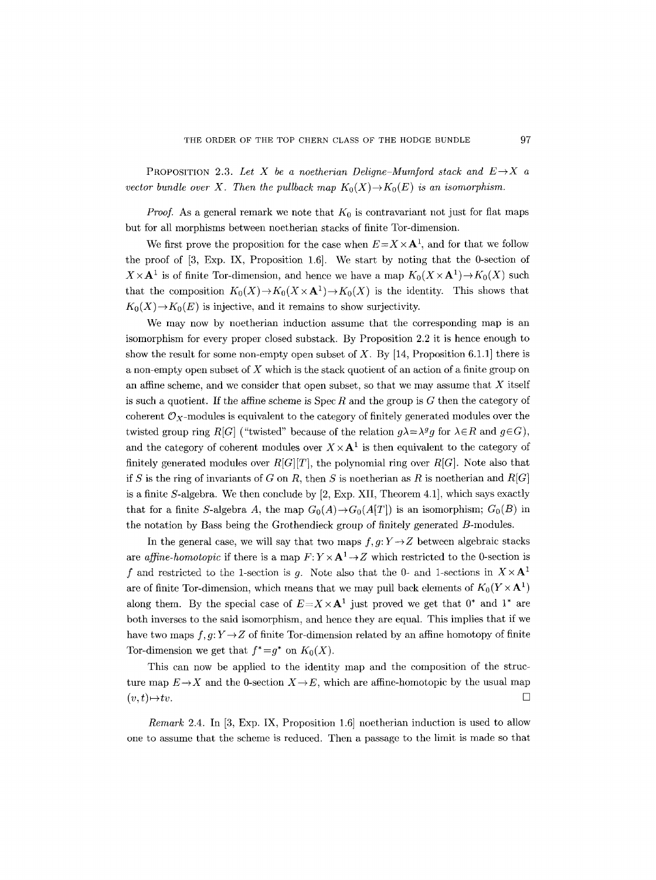**Proposition 2.3.** *Let $X$ be a noetherian Deligne–Mumford stack and $E \to X$ a vector bundle over $X$. Then the pullback map $K_0(X) \to K_0(E)$ is an isomorphism.*

*Proof.* As a general remark we note that $K_0$ is contravariant not just for flat maps but for all morphisms between noetherian stacks of finite Tor-dimension.

We first prove the proposition for the case when $E = X \times \mathbf{A}^1$, and for that we follow the proof of [3, Exp. IX, Proposition 1.6]. We start by noting that the 0-section of $X \times \mathbf{A}^1$ is of finite Tor-dimension, and hence we have a map $K_0(X \times \mathbf{A}^1) \to K_0(X)$ such that the composition $K_0(X) \to K_0(X \times \mathbf{A}^1) \to K_0(X)$ is the identity. This shows that $K_0(X) \to K_0(E)$ is injective, and it remains to show surjectivity.

We may now by noetherian induction assume that the corresponding map is an isomorphism for every proper closed substack. By Proposition 2.2 it is hence enough to show the result for some non-empty open subset of $X$. By [14, Proposition 6.1.1] there is a non-empty open subset of $X$ which is the stack quotient of an action of a finite group on an affine scheme, and we consider that open subset, so that we may assume that $X$ itself is such a quotient. If the affine scheme is $\operatorname{Spec} R$ and the group is $G$ then the category of coherent $\mathcal{O}_X$-modules is equivalent to the category of finitely generated modules over the twisted group ring $R[G]$ ("twisted" because of the relation $g\lambda = \lambda^g g$ for $\lambda \in R$ and $g \in G$), and the category of coherent modules over $X \times \mathbf{A}^1$ is then equivalent to the category of finitely generated modules over $R[G][T]$, the polynomial ring over $R[G]$. Note also that if $S$ is the ring of invariants of $G$ on $R$, then $S$ is noetherian as $R$ is noetherian and $R[G]$ is a finite $S$-algebra. We then conclude by [2, Exp. XII, Theorem 4.1], which says exactly that for a finite $S$-algebra $A$, the map $G_0(A) \to G_0(A[T])$ is an isomorphism; $G_0(B)$ in the notation by Bass being the Grothendieck group of finitely generated $B$-modules.

In the general case, we will say that two maps $f, g: Y \to Z$ between algebraic stacks are *affine-homotopic* if there is a map $F: Y \times \mathbf{A}^1 \to Z$ which restricted to the 0-section is $f$ and restricted to the 1-section is $g$. Note also that the 0- and 1-sections in $X \times \mathbf{A}^1$ are of finite Tor-dimension, which means that we may pull back elements of $K_0(Y \times \mathbf{A}^1)$ along them. By the special case of $E = X \times \mathbf{A}^1$ just proved we get that $0^*$ and $1^*$ are both inverses to the said isomorphism, and hence they are equal. This implies that if we have two maps $f, g: Y \to Z$ of finite Tor-dimension related by an affine homotopy of finite Tor-dimension we get that $f^* = g^*$ on $K_0(X)$.

This can now be applied to the identity map and the composition of the structure map $E \to X$ and the 0-section $X \to E$, which are affine-homotopic by the usual map $(v, t) \mapsto tv$. □

*Remark* 2.4. In [3, Exp. IX, Proposition 1.6] noetherian induction is used to allow one to assume that the scheme is reduced. Then a passage to the limit is made so that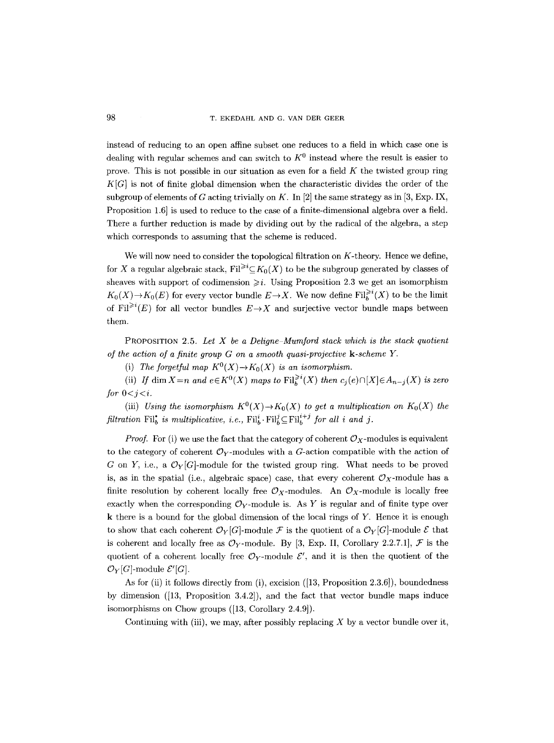instead of reducing to an open affine subset one reduces to a field in which case one is dealing with regular schemes and can switch to $K^0$ instead where the result is easier to prove. This is not possible in our situation as even for a field $K$ the twisted group ring $K[G]$ is not of finite global dimension when the characteristic divides the order of the subgroup of elements of $G$ acting trivially on $K$. In [2] the same strategy as in [3, Exp. IX, Proposition 1.6] is used to reduce to the case of a finite-dimensional algebra over a field. There a further reduction is made by dividing out by the radical of the algebra, a step which corresponds to assuming that the scheme is reduced.

We will now need to consider the topological filtration on $K$-theory. Hence we define, for $X$ a regular algebraic stack, $\mathrm{Fil}^{\geqslant i} \subseteq K_0(X)$ to be the subgroup generated by classes of sheaves with support of codimension $\geqslant i$. Using Proposition 2.3 we get an isomorphism $K_0(X) \to K_0(E)$ for every vector bundle $E \to X$. We now define $\mathrm{Fil}_b^{\geqslant i}(X)$ to be the limit of $\mathrm{Fil}^{\geqslant i}(E)$ for all vector bundles $E \to X$ and surjective vector bundle maps between them.

Proposition 2.5. *Let $X$ be a Deligne–Mumford stack which is the stack quotient of the action of a finite group $G$ on a smooth quasi-projective $\mathbf{k}$-scheme $Y$.*

(i) *The forgetful map $K^0(X) \to K_0(X)$ is an isomorphism.*

(ii) *If $\dim X = n$ and $e \in K^0(X)$ maps to $\mathrm{Fil}_b^{\geqslant i}(X)$ then $c_j(e) \cap [X] \in A_{n-j}(X)$ is zero for $0 < j < i$.*

(iii) *Using the isomorphism $K^0(X) \to K_0(X)$ to get a multiplication on $K_0(X)$ the filtration $\mathrm{Fil}_b^\bullet$ is multiplicative, i.e., $\mathrm{Fil}_b^i \cdot \mathrm{Fil}_b^j \subseteq \mathrm{Fil}_b^{i+j}$ for all $i$ and $j$.*

*Proof.* For (i) we use the fact that the category of coherent $\mathcal{O}_X$-modules is equivalent to the category of coherent $\mathcal{O}_Y$-modules with a $G$-action compatible with the action of $G$ on $Y$, i.e., a $\mathcal{O}_Y[G]$-module for the twisted group ring. What needs to be proved is, as in the spatial (i.e., algebraic space) case, that every coherent $\mathcal{O}_X$-module has a finite resolution by coherent locally free $\mathcal{O}_X$-modules. An $\mathcal{O}_X$-module is locally free exactly when the corresponding $\mathcal{O}_Y$-module is. As $Y$ is regular and of finite type over $\mathbf{k}$ there is a bound for the global dimension of the local rings of $Y$. Hence it is enough to show that each coherent $\mathcal{O}_Y[G]$-module $\mathcal{F}$ is the quotient of a $\mathcal{O}_Y[G]$-module $\mathcal{E}$ that is coherent and locally free as $\mathcal{O}_Y$-module. By [3, Exp. II, Corollary 2.2.7.1], $\mathcal{F}$ is the quotient of a coherent locally free $\mathcal{O}_Y$-module $\mathcal{E}'$, and it is then the quotient of the $\mathcal{O}_Y[G]$-module $\mathcal{E}'[G]$.

As for (ii) it follows directly from (i), excision ([13, Proposition 2.3.6]), boundedness by dimension ([13, Proposition 3.4.2]), and the fact that vector bundle maps induce isomorphisms on Chow groups ([13, Corollary 2.4.9]).

Continuing with (iii), we may, after possibly replacing $X$ by a vector bundle over it,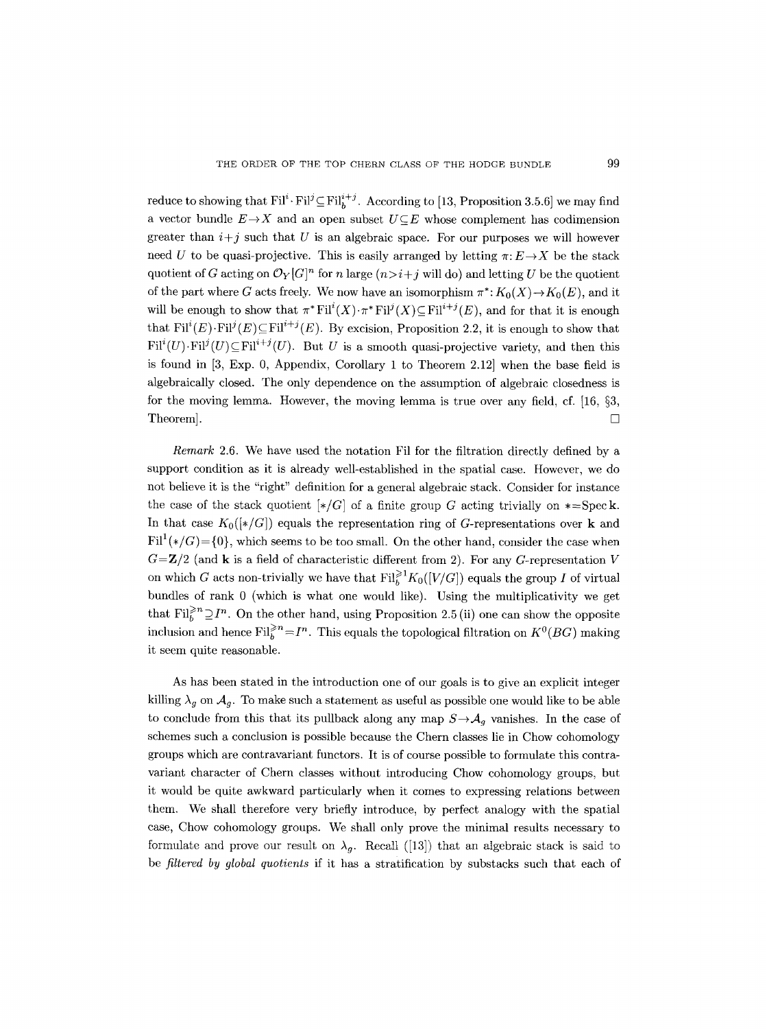reduce to showing that $\mathrm{Fil}^i \cdot \mathrm{Fil}^j \subseteq \mathrm{Fil}_b^{i+j}$. According to [13, Proposition 3.5.6] we may find a vector bundle $E \to X$ and an open subset $U \subseteq E$ whose complement has codimension greater than $i+j$ such that $U$ is an algebraic space. For our purposes we will however need $U$ to be quasi-projective. This is easily arranged by letting $\pi: E \to X$ be the stack quotient of $G$ acting on $\mathcal{O}_Y[G]^n$ for $n$ large ($n > i+j$ will do) and letting $U$ be the quotient of the part where $G$ acts freely. We now have an isomorphism $\pi^*: K_0(X) \to K_0(E)$, and it will be enough to show that $\pi^* \mathrm{Fil}^i(X) \cdot \pi^* \mathrm{Fil}^j(X) \subseteq \mathrm{Fil}^{i+j}(E)$, and for that it is enough that $\mathrm{Fil}^i(E) \cdot \mathrm{Fil}^j(E) \subseteq \mathrm{Fil}^{i+j}(E)$. By excision, Proposition 2.2, it is enough to show that $\mathrm{Fil}^i(U) \cdot \mathrm{Fil}^j(U) \subseteq \mathrm{Fil}^{i+j}(U)$. But $U$ is a smooth quasi-projective variety, and then this is found in [3, Exp. 0, Appendix, Corollary 1 to Theorem 2.12] when the base field is algebraically closed. The only dependence on the assumption of algebraic closedness is for the moving lemma. However, the moving lemma is true over any field, cf. [16, §3, Theorem]. □

*Remark* 2.6. We have used the notation Fil for the filtration directly defined by a support condition as it is already well-established in the spatial case. However, we do not believe it is the "right" definition for a general algebraic stack. Consider for instance the case of the stack quotient $[*/G]$ of a finite group $G$ acting trivially on $* = \mathrm{Spec}\,\mathbf{k}$. In that case $K_0([*/G])$ equals the representation ring of $G$-representations over $\mathbf{k}$ and $\mathrm{Fil}^1(*/G) = \{0\}$, which seems to be too small. On the other hand, consider the case when $G = \mathbf{Z}/2$ (and $\mathbf{k}$ is a field of characteristic different from 2). For any $G$-representation $V$ on which $G$ acts non-trivially we have that $\mathrm{Fil}_b^{\geqslant 1} K_0([V/G])$ equals the group $I$ of virtual bundles of rank 0 (which is what one would like). Using the multiplicativity we get that $\mathrm{Fil}_b^{\geqslant n} \supseteq I^n$. On the other hand, using Proposition 2.5 (ii) one can show the opposite inclusion and hence $\mathrm{Fil}_b^{\geqslant n} = I^n$. This equals the topological filtration on $K^0(BG)$ making it seem quite reasonable.

As has been stated in the introduction one of our goals is to give an explicit integer killing $\lambda_g$ on $\mathcal{A}_g$. To make such a statement as useful as possible one would like to be able to conclude from this that its pullback along any map $S \to \mathcal{A}_g$ vanishes. In the case of schemes such a conclusion is possible because the Chern classes lie in Chow cohomology groups which are contravariant functors. It is of course possible to formulate this contravariant character of Chern classes without introducing Chow cohomology groups, but it would be quite awkward particularly when it comes to expressing relations between them. We shall therefore very briefly introduce, by perfect analogy with the spatial case, Chow cohomology groups. We shall only prove the minimal results necessary to formulate and prove our result on $\lambda_g$. Recall ([13]) that an algebraic stack is said to be *filtered by global quotients* if it has a stratification by substacks such that each of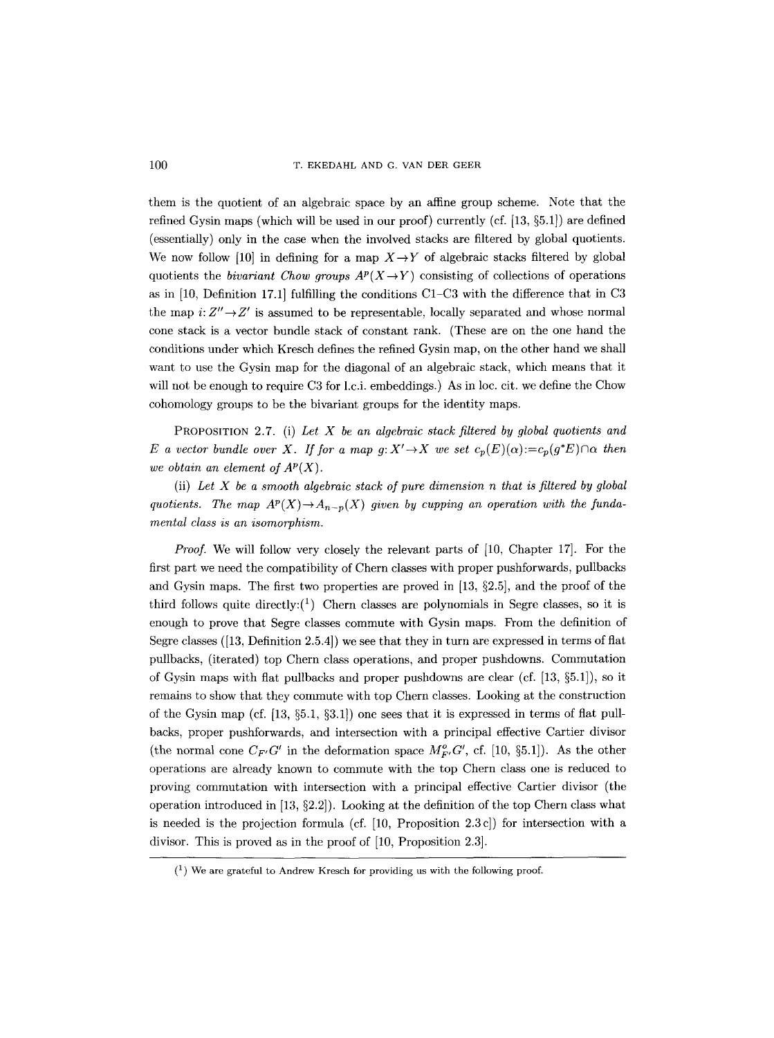them is the quotient of an algebraic space by an affine group scheme. Note that the refined Gysin maps (which will be used in our proof) currently (cf. [13, §5.1]) are defined (essentially) only in the case when the involved stacks are filtered by global quotients. We now follow [10] in defining for a map $X \to Y$ of algebraic stacks filtered by global quotients the *bivariant Chow groups* $A^p(X \to Y)$ consisting of collections of operations as in [10, Definition 17.1] fulfilling the conditions C1–C3 with the difference that in C3 the map $i: Z'' \to Z'$ is assumed to be representable, locally separated and whose normal cone stack is a vector bundle stack of constant rank. (These are on the one hand the conditions under which Kresch defines the refined Gysin map, on the other hand we shall want to use the Gysin map for the diagonal of an algebraic stack, which means that it will not be enough to require C3 for l.c.i. embeddings.) As in loc. cit. we define the Chow cohomology groups to be the bivariant groups for the identity maps.

PROPOSITION 2.7. (i) *Let $X$ be an algebraic stack filtered by global quotients and $E$ a vector bundle over $X$. If for a map $g: X' \to X$ we set $c_p(E)(\alpha) := c_p(g^*E) \cap \alpha$ then we obtain an element of $A^p(X)$.*

(ii) *Let $X$ be a smooth algebraic stack of pure dimension $n$ that is filtered by global quotients. The map $A^p(X) \to A_{n-p}(X)$ given by cupping an operation with the fundamental class is an isomorphism.*

*Proof.* We will follow very closely the relevant parts of [10, Chapter 17]. For the first part we need the compatibility of Chern classes with proper pushforwards, pullbacks and Gysin maps. The first two properties are proved in [13, §2.5], and the proof of the third follows quite directly:[1] Chern classes are polynomials in Segre classes, so it is enough to prove that Segre classes commute with Gysin maps. From the definition of Segre classes ([13, Definition 2.5.4]) we see that they in turn are expressed in terms of flat pullbacks, (iterated) top Chern class operations, and proper pushdowns. Commutation of Gysin maps with flat pullbacks and proper pushdowns are clear (cf. [13, §5.1]), so it remains to show that they commute with top Chern classes. Looking at the construction of the Gysin map (cf. [13, §5.1, §3.1]) one sees that it is expressed in terms of flat pullbacks, proper pushforwards, and intersection with a principal effective Cartier divisor (the normal cone $C_{F'}G'$ in the deformation space $M^{\circ}_{F'}G'$, cf. [10, §5.1]). As the other operations are already known to commute with the top Chern class one is reduced to proving commutation with intersection with a principal effective Cartier divisor (the operation introduced in [13, §2.2]). Looking at the definition of the top Chern class what is needed is the projection formula (cf. [10, Proposition 2.3 c]) for intersection with a divisor. This is proved as in the proof of [10, Proposition 2.3].

---

[1] We are grateful to Andrew Kresch for providing us with the following proof.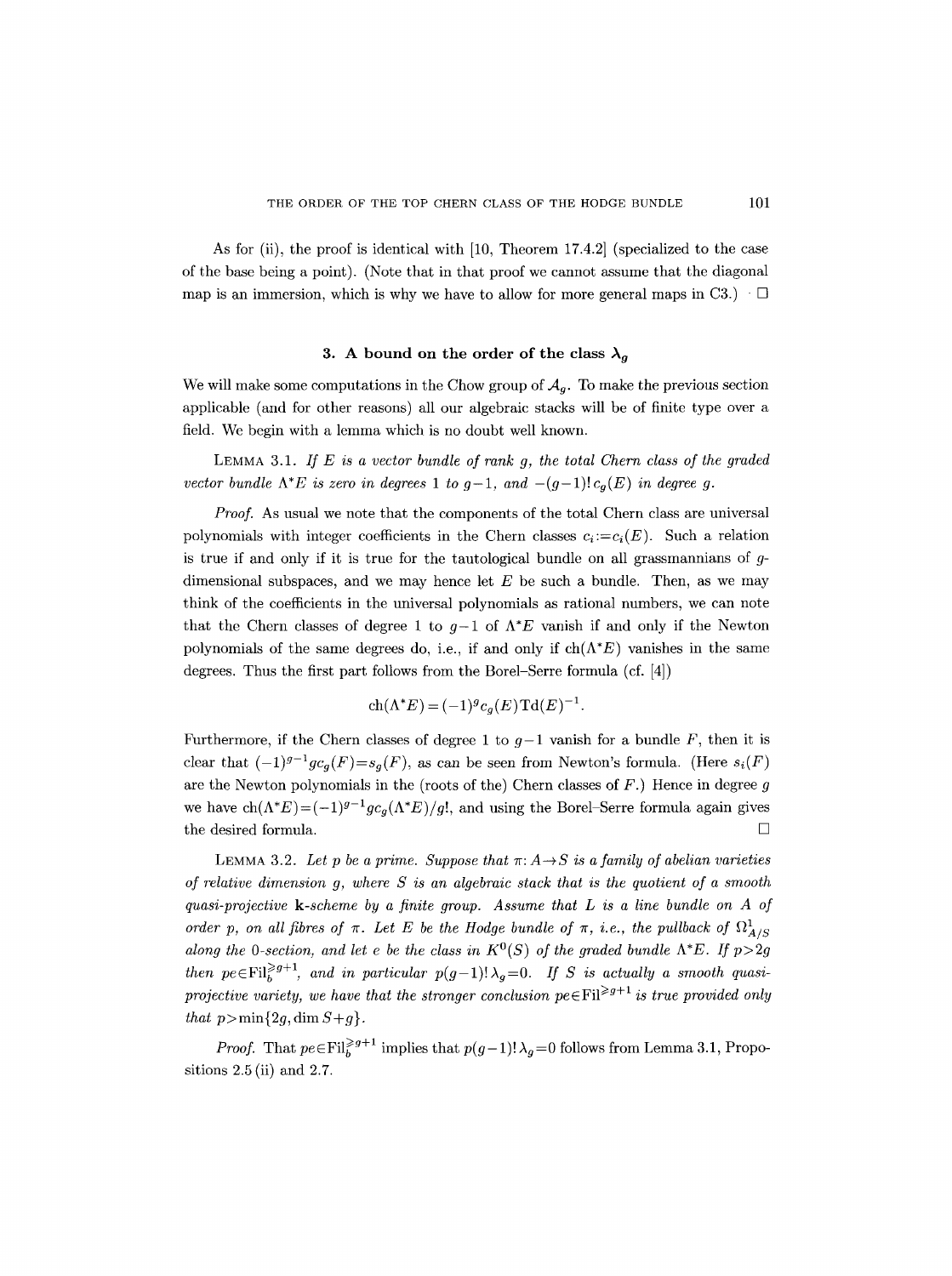As for (ii), the proof is identical with [10, Theorem 17.4.2] (specialized to the case of the base being a point). (Note that in that proof we cannot assume that the diagonal map is an immersion, which is why we have to allow for more general maps in C3.) □

## 3. A bound on the order of the class $\lambda_g$

We will make some computations in the Chow group of $\mathcal{A}_g$. To make the previous section applicable (and for other reasons) all our algebraic stacks will be of finite type over a field. We begin with a lemma which is no doubt well known.

LEMMA 3.1. *If $E$ is a vector bundle of rank $g$, the total Chern class of the graded vector bundle $\Lambda^*E$ is zero in degrees 1 to $g-1$, and $-(g-1)!\,c_g(E)$ in degree $g$.*

*Proof.* As usual we note that the components of the total Chern class are universal polynomials with integer coefficients in the Chern classes $c_i := c_i(E)$. Such a relation is true if and only if it is true for the tautological bundle on all grassmannians of $g$-dimensional subspaces, and we may hence let $E$ be such a bundle. Then, as we may think of the coefficients in the universal polynomials as rational numbers, we can note that the Chern classes of degree 1 to $g-1$ of $\Lambda^*E$ vanish if and only if the Newton polynomials of the same degrees do, i.e., if and only if $\operatorname{ch}(\Lambda^*E)$ vanishes in the same degrees. Thus the first part follows from the Borel–Serre formula (cf. [4])

$$\operatorname{ch}(\Lambda^*E) = (-1)^g c_g(E)\operatorname{Td}(E)^{-1}.$$

Furthermore, if the Chern classes of degree 1 to $g-1$ vanish for a bundle $F$, then it is clear that $(-1)^{g-1} g c_g(F) = s_g(F)$, as can be seen from Newton's formula. (Here $s_i(F)$ are the Newton polynomials in the (roots of the) Chern classes of $F$.) Hence in degree $g$ we have $\operatorname{ch}(\Lambda^*E) = (-1)^{g-1} g c_g(\Lambda^*E)/g!$, and using the Borel–Serre formula again gives the desired formula. □

LEMMA 3.2. *Let $p$ be a prime. Suppose that $\pi\colon A \to S$ is a family of abelian varieties of relative dimension $g$, where $S$ is an algebraic stack that is the quotient of a smooth quasi-projective $\mathbf{k}$-scheme by a finite group. Assume that $L$ is a line bundle on $A$ of order $p$, on all fibres of $\pi$. Let $E$ be the Hodge bundle of $\pi$, i.e., the pullback of $\Omega^1_{A/S}$ along the 0-section, and let $e$ be the class in $K^0(S)$ of the graded bundle $\Lambda^*E$. If $p > 2g$ then $pe \in \operatorname{Fil}_b^{\geqslant g+1}$, and in particular $p(g-1)!\,\lambda_g = 0$. If $S$ is actually a smooth quasi-projective variety, we have that the stronger conclusion $pe \in \operatorname{Fil}^{\geqslant g+1}$ is true provided only that $p > \min\{2g, \dim S + g\}$.*

*Proof.* That $pe \in \operatorname{Fil}_b^{\geqslant g+1}$ implies that $p(g-1)!\,\lambda_g = 0$ follows from Lemma 3.1, Propositions 2.5 (ii) and 2.7.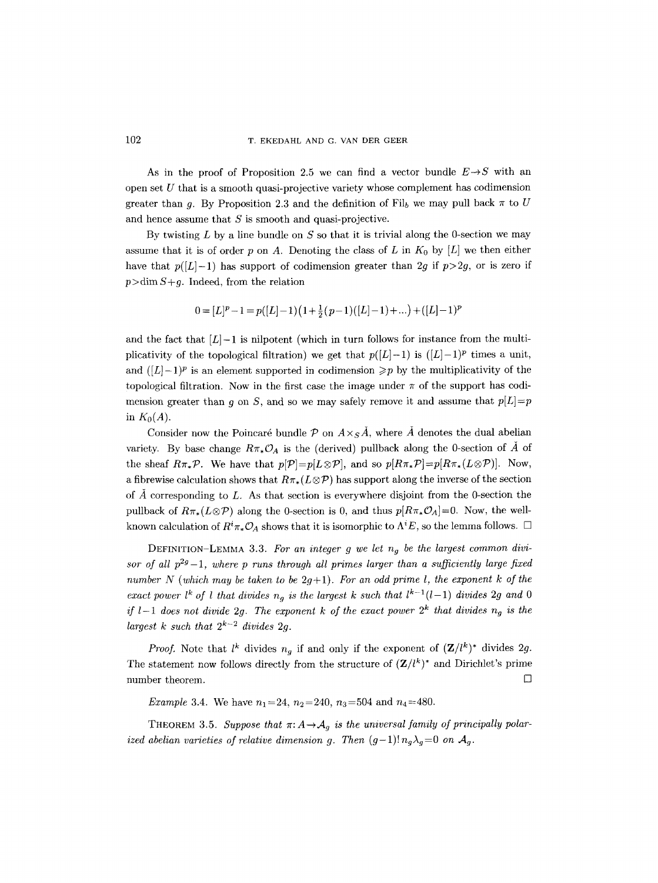As in the proof of Proposition 2.5 we can find a vector bundle $E \to S$ with an open set $U$ that is a smooth quasi-projective variety whose complement has codimension greater than $g$. By Proposition 2.3 and the definition of $\mathrm{Fil}_b$ we may pull back $\pi$ to $U$ and hence assume that $S$ is smooth and quasi-projective.

By twisting $L$ by a line bundle on $S$ so that it is trivial along the 0-section we may assume that it is of order $p$ on $A$. Denoting the class of $L$ in $K_0$ by $[L]$ we then either have that $p([L]-1)$ has support of codimension greater than $2g$ if $p>2g$, or is zero if $p>\dim S+g$. Indeed, from the relation

$$0=[L]^p-1=p([L]-1)\big(1+\tfrac{1}{2}(p-1)([L]-1)+\dots\big)+([L]-1)^p$$

and the fact that $[L]-1$ is nilpotent (which in turn follows for instance from the multiplicativity of the topological filtration) we get that $p([L]-1)$ is $([L]-1)^p$ times a unit, and $([L]-1)^p$ is an element supported in codimension $\geqslant p$ by the multiplicativity of the topological filtration. Now in the first case the image under $\pi$ of the support has codimension greater than $g$ on $S$, and so we may safely remove it and assume that $p[L]=p$ in $K_0(A)$.

Consider now the Poincaré bundle $\mathcal{P}$ on $A \times_S \check{A}$, where $\check{A}$ denotes the dual abelian variety. By base change $R\pi_*\mathcal{O}_A$ is the (derived) pullback along the 0-section of $\check{A}$ of the sheaf $R\pi_*\mathcal{P}$. We have that $p[\mathcal{P}]=p[L\otimes\mathcal{P}]$, and so $p[R\pi_*\mathcal{P}]=p[R\pi_*(L\otimes\mathcal{P})]$. Now, a fibrewise calculation shows that $R\pi_*(L\otimes\mathcal{P})$ has support along the inverse of the section of $\check{A}$ corresponding to $L$. As that section is everywhere disjoint from the 0-section the pullback of $R\pi_*(L\otimes\mathcal{P})$ along the 0-section is 0, and thus $p[R\pi_*\mathcal{O}_A]=0$. Now, the well-known calculation of $R^i\pi_*\mathcal{O}_A$ shows that it is isomorphic to $\Lambda^i E$, so the lemma follows. $\square$

DEFINITION–LEMMA 3.3. *For an integer $g$ we let $n_g$ be the largest common divisor of all $p^{2g}-1$, where $p$ runs through all primes larger than a sufficiently large fixed number $N$ (which may be taken to be $2g+1$). For an odd prime $l$, the exponent $k$ of the exact power $l^k$ of $l$ that divides $n_g$ is the largest $k$ such that $l^{k-1}(l-1)$ divides $2g$ and 0 if $l-1$ does not divide $2g$. The exponent $k$ of the exact power $2^k$ that divides $n_g$ is the largest $k$ such that $2^{k-2}$ divides $2g$.*

*Proof.* Note that $l^k$ divides $n_g$ if and only if the exponent of $(\mathbf{Z}/l^k)^*$ divides $2g$. The statement now follows directly from the structure of $(\mathbf{Z}/l^k)^*$ and Dirichlet's prime number theorem. $\square$

*Example* 3.4. We have $n_1=24$, $n_2=240$, $n_3=504$ and $n_4=480$.

THEOREM 3.5. *Suppose that $\pi: A \to \mathcal{A}_g$ is the universal family of principally polarized abelian varieties of relative dimension $g$. Then $(g-1)!\, n_g \lambda_g=0$ on $\mathcal{A}_g$.*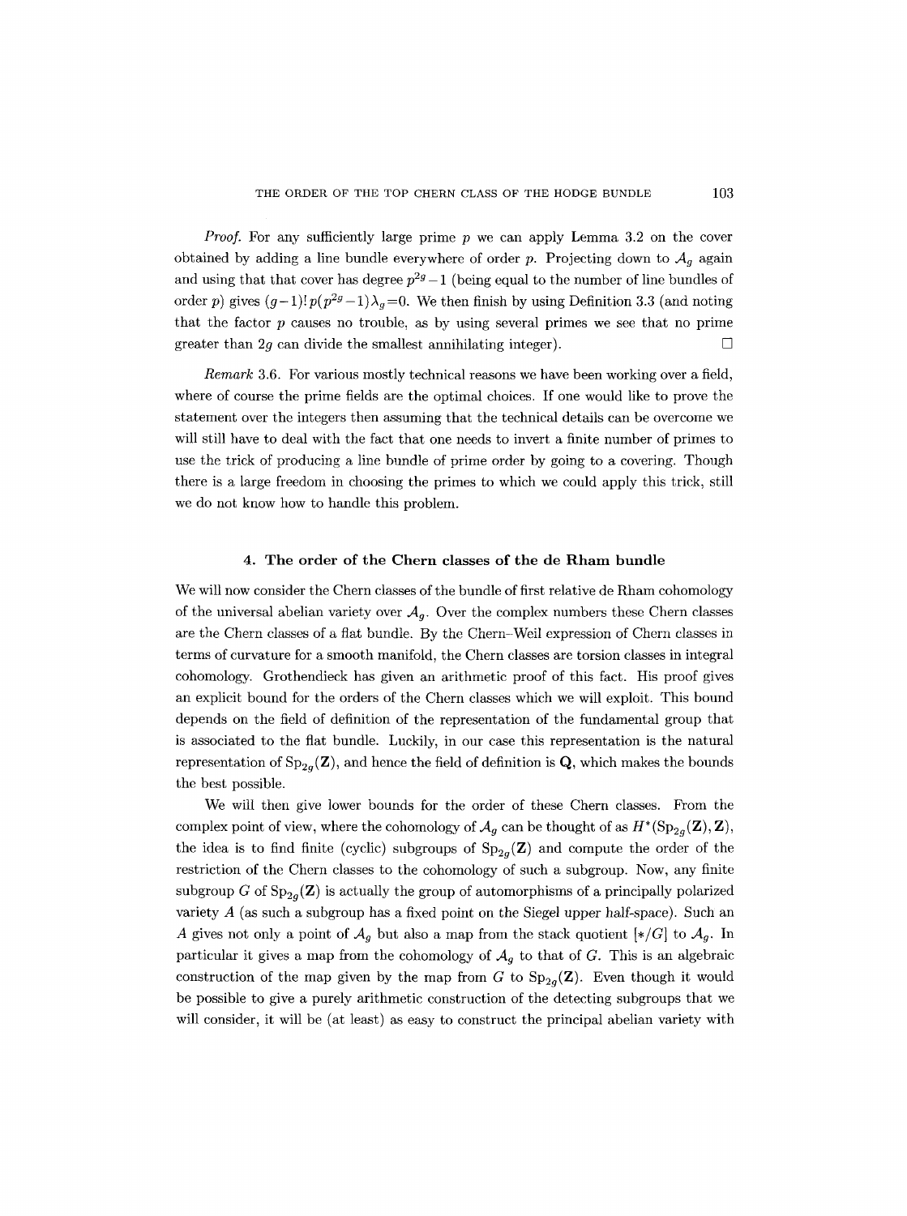*Proof.* For any sufficiently large prime $p$ we can apply Lemma 3.2 on the cover obtained by adding a line bundle everywhere of order $p$. Projecting down to $\mathcal{A}_g$ again and using that that cover has degree $p^{2g}-1$ (being equal to the number of line bundles of order $p$) gives $(g-1)!\,p(p^{2g}-1)\lambda_g=0$. We then finish by using Definition 3.3 (and noting that the factor $p$ causes no trouble, as by using several primes we see that no prime greater than $2g$ can divide the smallest annihilating integer). $\square$

*Remark* 3.6. For various mostly technical reasons we have been working over a field, where of course the prime fields are the optimal choices. If one would like to prove the statement over the integers then assuming that the technical details can be overcome we will still have to deal with the fact that one needs to invert a finite number of primes to use the trick of producing a line bundle of prime order by going to a covering. Though there is a large freedom in choosing the primes to which we could apply this trick, still we do not know how to handle this problem.

## 4. The order of the Chern classes of the de Rham bundle

We will now consider the Chern classes of the bundle of first relative de Rham cohomology of the universal abelian variety over $\mathcal{A}_g$. Over the complex numbers these Chern classes are the Chern classes of a flat bundle. By the Chern–Weil expression of Chern classes in terms of curvature for a smooth manifold, the Chern classes are torsion classes in integral cohomology. Grothendieck has given an arithmetic proof of this fact. His proof gives an explicit bound for the orders of the Chern classes which we will exploit. This bound depends on the field of definition of the representation of the fundamental group that is associated to the flat bundle. Luckily, in our case this representation is the natural representation of $\mathrm{Sp}_{2g}(\mathbf{Z})$, and hence the field of definition is $\mathbf{Q}$, which makes the bounds the best possible.

We will then give lower bounds for the order of these Chern classes. From the complex point of view, where the cohomology of $\mathcal{A}_g$ can be thought of as $H^*(\mathrm{Sp}_{2g}(\mathbf{Z}),\mathbf{Z})$, the idea is to find finite (cyclic) subgroups of $\mathrm{Sp}_{2g}(\mathbf{Z})$ and compute the order of the restriction of the Chern classes to the cohomology of such a subgroup. Now, any finite subgroup $G$ of $\mathrm{Sp}_{2g}(\mathbf{Z})$ is actually the group of automorphisms of a principally polarized variety $A$ (as such a subgroup has a fixed point on the Siegel upper half-space). Such an $A$ gives not only a point of $\mathcal{A}_g$ but also a map from the stack quotient $[*/G]$ to $\mathcal{A}_g$. In particular it gives a map from the cohomology of $\mathcal{A}_g$ to that of $G$. This is an algebraic construction of the map given by the map from $G$ to $\mathrm{Sp}_{2g}(\mathbf{Z})$. Even though it would be possible to give a purely arithmetic construction of the detecting subgroups that we will consider, it will be (at least) as easy to construct the principal abelian variety with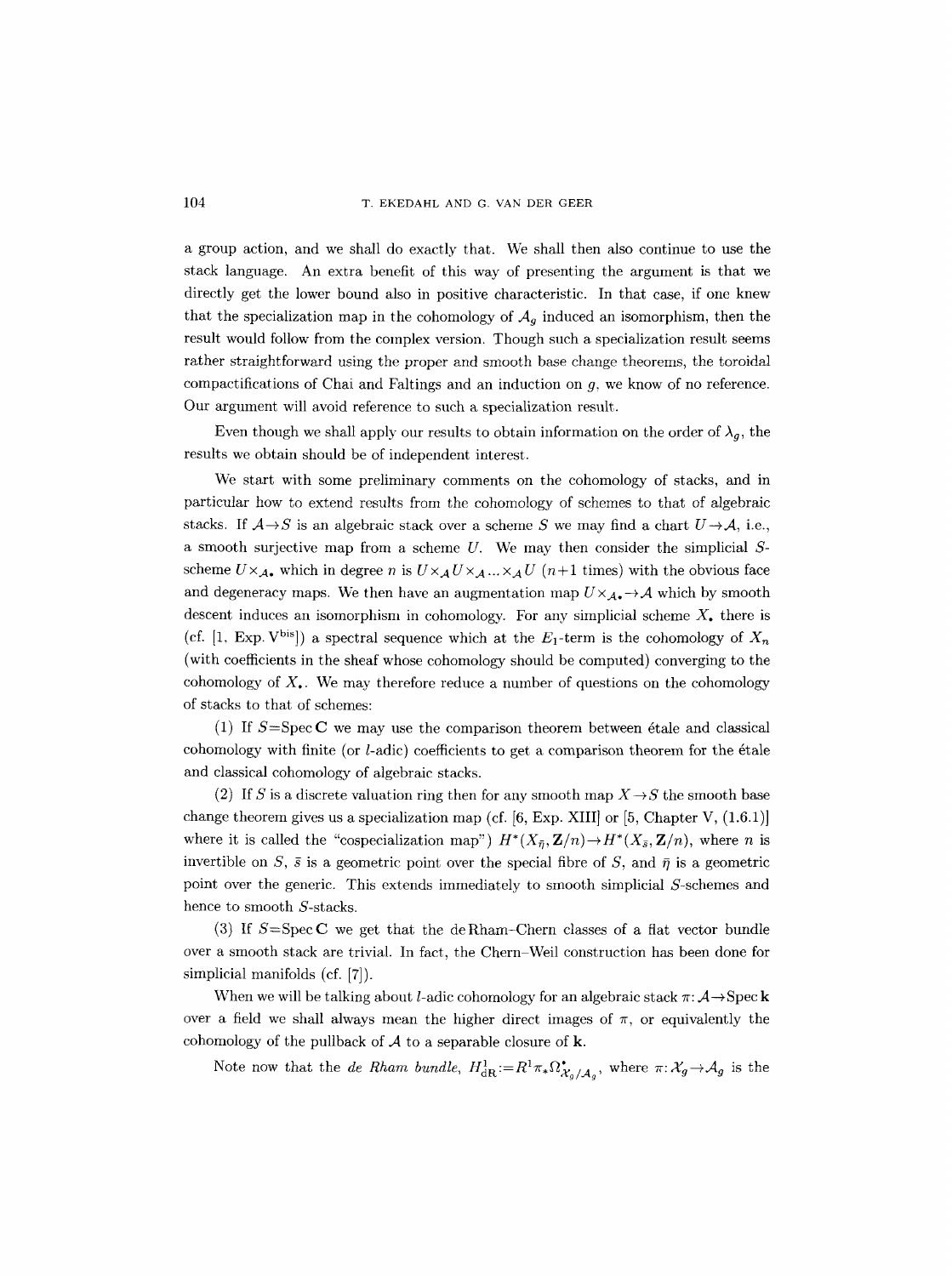a group action, and we shall do exactly that. We shall then also continue to use the stack language. An extra benefit of this way of presenting the argument is that we directly get the lower bound also in positive characteristic. In that case, if one knew that the specialization map in the cohomology of $\mathcal{A}_g$ induced an isomorphism, then the result would follow from the complex version. Though such a specialization result seems rather straightforward using the proper and smooth base change theorems, the toroidal compactifications of Chai and Faltings and an induction on $g$, we know of no reference. Our argument will avoid reference to such a specialization result.

Even though we shall apply our results to obtain information on the order of $\lambda_g$, the results we obtain should be of independent interest.

We start with some preliminary comments on the cohomology of stacks, and in particular how to extend results from the cohomology of schemes to that of algebraic stacks. If $\mathcal{A}\to S$ is an algebraic stack over a scheme $S$ we may find a chart $U\to\mathcal{A}$, i.e., a smooth surjective map from a scheme $U$. We may then consider the simplicial $S$-scheme $U\times_{\mathcal{A}\bullet}$ which in degree $n$ is $U\times_{\mathcal{A}}U\times_{\mathcal{A}}...\times_{\mathcal{A}}U$ ($n+1$ times) with the obvious face and degeneracy maps. We then have an augmentation map $U\times_{\mathcal{A}\bullet}\to\mathcal{A}$ which by smooth descent induces an isomorphism in cohomology. For any simplicial scheme $X_\bullet$ there is (cf. [1, Exp. V$^{\mathrm{bis}}$]) a spectral sequence which at the $E_1$-term is the cohomology of $X_n$ (with coefficients in the sheaf whose cohomology should be computed) converging to the cohomology of $X_\bullet$. We may therefore reduce a number of questions on the cohomology of stacks to that of schemes:

(1) If $S=\operatorname{Spec}\mathbf{C}$ we may use the comparison theorem between étale and classical cohomology with finite (or $l$-adic) coefficients to get a comparison theorem for the étale and classical cohomology of algebraic stacks.

(2) If $S$ is a discrete valuation ring then for any smooth map $X\to S$ the smooth base change theorem gives us a specialization map (cf. [6, Exp. XIII] or [5, Chapter V, (1.6.1)] where it is called the "cospecialization map") $H^*(X_{\bar\eta},\mathbf{Z}/n)\to H^*(X_{\bar s},\mathbf{Z}/n)$, where $n$ is invertible on $S$, $\bar s$ is a geometric point over the special fibre of $S$, and $\bar\eta$ is a geometric point over the generic. This extends immediately to smooth simplicial $S$-schemes and hence to smooth $S$-stacks.

(3) If $S=\operatorname{Spec}\mathbf{C}$ we get that the de Rham–Chern classes of a flat vector bundle over a smooth stack are trivial. In fact, the Chern–Weil construction has been done for simplicial manifolds (cf. [7]).

When we will be talking about $l$-adic cohomology for an algebraic stack $\pi:\mathcal{A}\to\operatorname{Spec}\mathbf{k}$ over a field we shall always mean the higher direct images of $\pi$, or equivalently the cohomology of the pullback of $\mathcal{A}$ to a separable closure of $\mathbf{k}$.

Note now that the *de Rham bundle*, $H^1_{\mathrm{dR}}:=R^1\pi_*\Omega^\bullet_{\mathcal{X}_g/\mathcal{A}_g}$, where $\pi:\mathcal{X}_g\to\mathcal{A}_g$ is the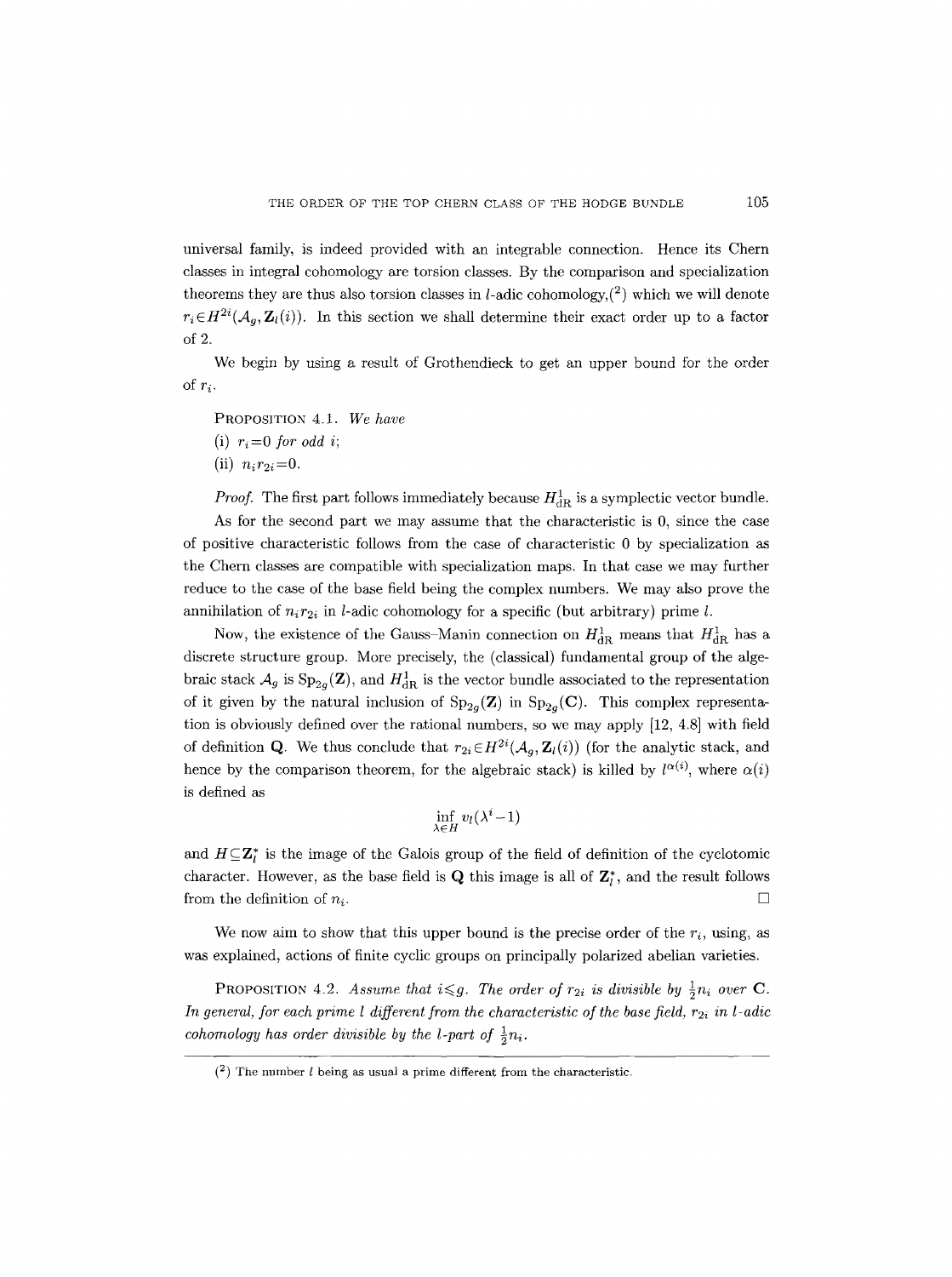universal family, is indeed provided with an integrable connection. Hence its Chern classes in integral cohomology are torsion classes. By the comparison and specialization theorems they are thus also torsion classes in $l$-adic cohomology,(2) which we will denote $r_i \in H^{2i}(\mathcal{A}_g, \mathbf{Z}_l(i))$. In this section we shall determine their exact order up to a factor of 2.

We begin by using a result of Grothendieck to get an upper bound for the order of $r_i$.

PROPOSITION 4.1. *We have*

(i) $r_i = 0$ *for odd* $i$;

(ii) $n_i r_{2i} = 0$.

*Proof.* The first part follows immediately because $H^1_{\mathrm{dR}}$ is a symplectic vector bundle.

As for the second part we may assume that the characteristic is 0, since the case of positive characteristic follows from the case of characteristic 0 by specialization as the Chern classes are compatible with specialization maps. In that case we may further reduce to the case of the base field being the complex numbers. We may also prove the annihilation of $n_i r_{2i}$ in $l$-adic cohomology for a specific (but arbitrary) prime $l$.

Now, the existence of the Gauss–Manin connection on $H^1_{\mathrm{dR}}$ means that $H^1_{\mathrm{dR}}$ has a discrete structure group. More precisely, the (classical) fundamental group of the algebraic stack $\mathcal{A}_g$ is $\mathrm{Sp}_{2g}(\mathbf{Z})$, and $H^1_{\mathrm{dR}}$ is the vector bundle associated to the representation of it given by the natural inclusion of $\mathrm{Sp}_{2g}(\mathbf{Z})$ in $\mathrm{Sp}_{2g}(\mathbf{C})$. This complex representation is obviously defined over the rational numbers, so we may apply [12, 4.8] with field of definition $\mathbf{Q}$. We thus conclude that $r_{2i} \in H^{2i}(\mathcal{A}_g, \mathbf{Z}_l(i))$ (for the analytic stack, and hence by the comparison theorem, for the algebraic stack) is killed by $l^{\alpha(i)}$, where $\alpha(i)$ is defined as

$$\inf_{\lambda \in H} v_l(\lambda^i - 1)$$

and $H \subseteq \mathbf{Z}_l^*$ is the image of the Galois group of the field of definition of the cyclotomic character. However, as the base field is $\mathbf{Q}$ this image is all of $\mathbf{Z}_l^*$, and the result follows from the definition of $n_i$. □

We now aim to show that this upper bound is the precise order of the $r_i$, using, as was explained, actions of finite cyclic groups on principally polarized abelian varieties.

PROPOSITION 4.2. *Assume that $i \leqslant g$. The order of $r_{2i}$ is divisible by $\frac{1}{2}n_i$ over $\mathbf{C}$. In general, for each prime $l$ different from the characteristic of the base field, $r_{2i}$ in $l$-adic cohomology has order divisible by the $l$-part of $\frac{1}{2}n_i$.*

(2) The number $l$ being as usual a prime different from the characteristic.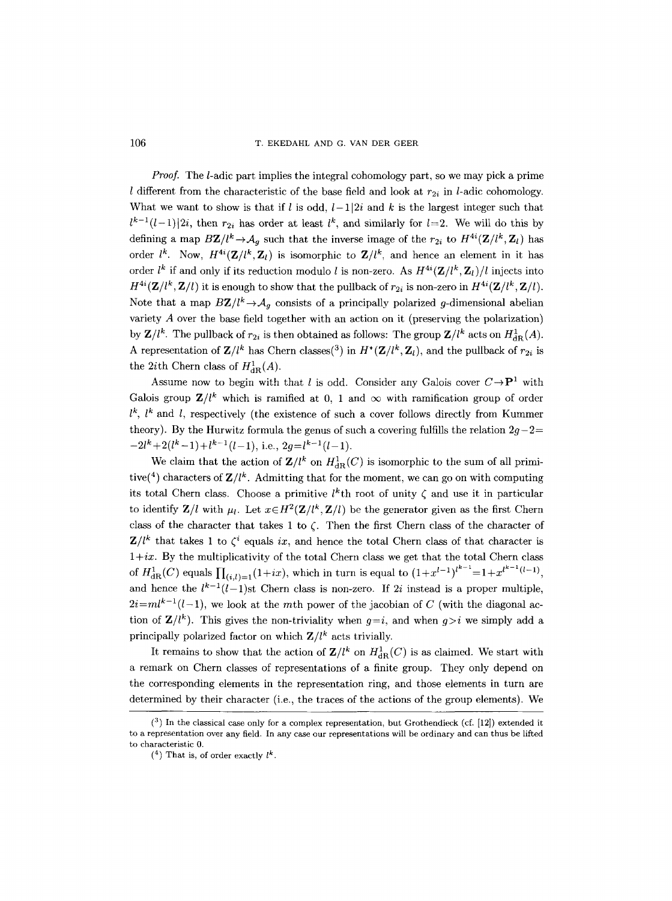*Proof.* The $l$-adic part implies the integral cohomology part, so we may pick a prime $l$ different from the characteristic of the base field and look at $r_{2i}$ in $l$-adic cohomology. What we want to show is that if $l$ is odd, $l-1|2i$ and $k$ is the largest integer such that $l^{k-1}(l-1)|2i$, then $r_{2i}$ has order at least $l^k$, and similarly for $l=2$. We will do this by defining a map $B\mathbf{Z}/l^k \to \mathcal{A}_g$ such that the inverse image of the $r_{2i}$ to $H^{4i}(\mathbf{Z}/l^k, \mathbf{Z}_l)$ has order $l^k$. Now, $H^{4i}(\mathbf{Z}/l^k, \mathbf{Z}_l)$ is isomorphic to $\mathbf{Z}/l^k$, and hence an element in it has order $l^k$ if and only if its reduction modulo $l$ is non-zero. As $H^{4i}(\mathbf{Z}/l^k, \mathbf{Z}_l)/l$ injects into $H^{4i}(\mathbf{Z}/l^k, \mathbf{Z}/l)$ it is enough to show that the pullback of $r_{2i}$ is non-zero in $H^{4i}(\mathbf{Z}/l^k, \mathbf{Z}/l)$. Note that a map $B\mathbf{Z}/l^k \to \mathcal{A}_g$ consists of a principally polarized $g$-dimensional abelian variety $A$ over the base field together with an action on it (preserving the polarization) by $\mathbf{Z}/l^k$. The pullback of $r_{2i}$ is then obtained as follows: The group $\mathbf{Z}/l^k$ acts on $H^1_{\mathrm{dR}}(A)$. A representation of $\mathbf{Z}/l^k$ has Chern classes([3]) in $H^*(\mathbf{Z}/l^k, \mathbf{Z}_l)$, and the pullback of $r_{2i}$ is the $2i$th Chern class of $H^1_{\mathrm{dR}}(A)$.

Assume now to begin with that $l$ is odd. Consider any Galois cover $C \to \mathbf{P}^1$ with Galois group $\mathbf{Z}/l^k$ which is ramified at 0, 1 and $\infty$ with ramification group of order $l^k$, $l^k$ and $l$, respectively (the existence of such a cover follows directly from Kummer theory). By the Hurwitz formula the genus of such a covering fulfills the relation $2g-2 = -2l^k + 2(l^k-1) + l^{k-1}(l-1)$, i.e., $2g = l^{k-1}(l-1)$.

We claim that the action of $\mathbf{Z}/l^k$ on $H^1_{\mathrm{dR}}(C)$ is isomorphic to the sum of all primitive([4]) characters of $\mathbf{Z}/l^k$. Admitting that for the moment, we can go on with computing its total Chern class. Choose a primitive $l^k$th root of unity $\zeta$ and use it in particular to identify $\mathbf{Z}/l$ with $\mu_l$. Let $x \in H^2(\mathbf{Z}/l^k, \mathbf{Z}/l)$ be the generator given as the first Chern class of the character that takes 1 to $\zeta$. Then the first Chern class of the character of $\mathbf{Z}/l^k$ that takes 1 to $\zeta^i$ equals $ix$, and hence the total Chern class of that character is $1+ix$. By the multiplicativity of the total Chern class we get that the total Chern class of $H^1_{\mathrm{dR}}(C)$ equals $\prod_{(i,l)=1}(1+ix)$, which in turn is equal to $(1+x^{l-1})^{l^{k-1}} = 1 + x^{l^{k-1}(l-1)}$, and hence the $l^{k-1}(l-1)$st Chern class is non-zero. If $2i$ instead is a proper multiple, $2i = ml^{k-1}(l-1)$, we look at the $m$th power of the jacobian of $C$ (with the diagonal action of $\mathbf{Z}/l^k$). This gives the non-triviality when $g=i$, and when $g>i$ we simply add a principally polarized factor on which $\mathbf{Z}/l^k$ acts trivially.

It remains to show that the action of $\mathbf{Z}/l^k$ on $H^1_{\mathrm{dR}}(C)$ is as claimed. We start with a remark on Chern classes of representations of a finite group. They only depend on the corresponding elements in the representation ring, and those elements in turn are determined by their character (i.e., the traces of the actions of the group elements). We

([3]) In the classical case only for a complex representation, but Grothendieck (cf. [12]) extended it to a representation over any field. In any case our representations will be ordinary and can thus be lifted to characteristic 0.

([4]) That is, of order exactly $l^k$.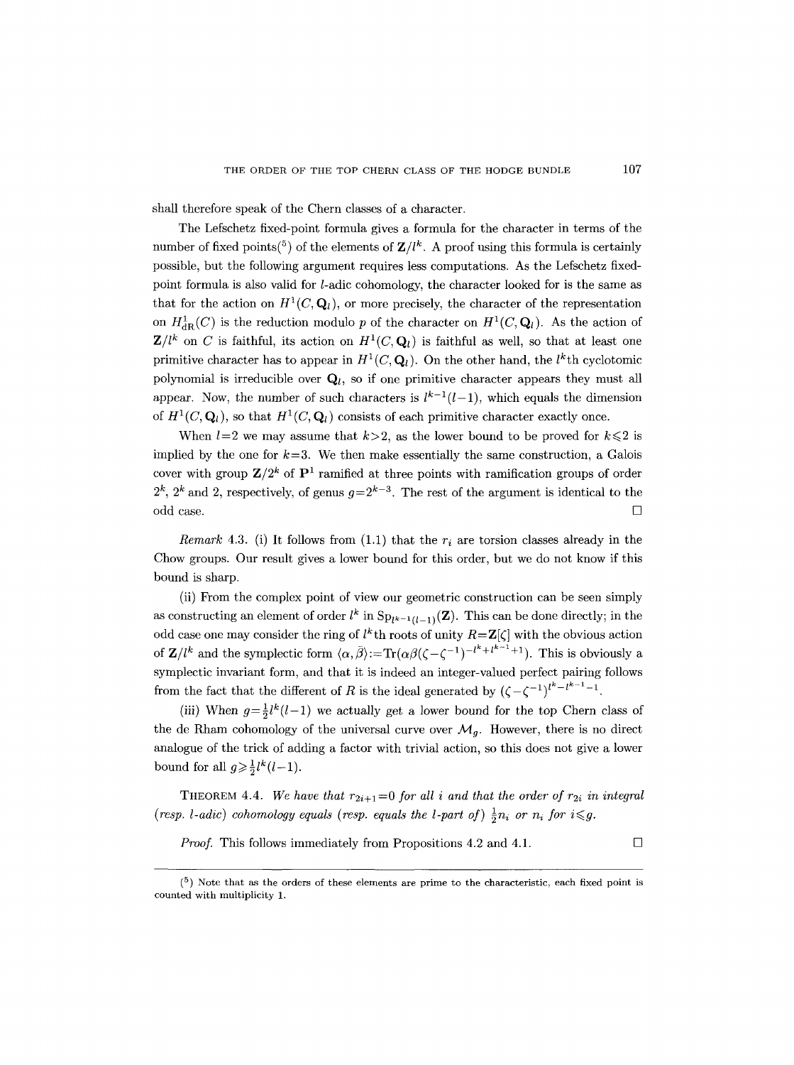shall therefore speak of the Chern classes of a character.

The Lefschetz fixed-point formula gives a formula for the character in terms of the number of fixed points[5] of the elements of $\mathbf{Z}/l^k$. A proof using this formula is certainly possible, but the following argument requires less computations. As the Lefschetz fixed-point formula is also valid for $l$-adic cohomology, the character looked for is the same as that for the action on $H^1(C,\mathbf{Q}_l)$, or more precisely, the character of the representation on $H^1_{\mathrm{dR}}(C)$ is the reduction modulo $p$ of the character on $H^1(C,\mathbf{Q}_l)$. As the action of $\mathbf{Z}/l^k$ on $C$ is faithful, its action on $H^1(C,\mathbf{Q}_l)$ is faithful as well, so that at least one primitive character has to appear in $H^1(C,\mathbf{Q}_l)$. On the other hand, the $l^k$th cyclotomic polynomial is irreducible over $\mathbf{Q}_l$, so if one primitive character appears they must all appear. Now, the number of such characters is $l^{k-1}(l-1)$, which equals the dimension of $H^1(C,\mathbf{Q}_l)$, so that $H^1(C,\mathbf{Q}_l)$ consists of each primitive character exactly once.

When $l=2$ we may assume that $k>2$, as the lower bound to be proved for $k\leqslant 2$ is implied by the one for $k=3$. We then make essentially the same construction, a Galois cover with group $\mathbf{Z}/2^k$ of $\mathbf{P}^1$ ramified at three points with ramification groups of order $2^k$, $2^k$ and 2, respectively, of genus $g=2^{k-3}$. The rest of the argument is identical to the odd case. $\square$

*Remark* 4.3. (i) It follows from (1.1) that the $r_i$ are torsion classes already in the Chow groups. Our result gives a lower bound for this order, but we do not know if this bound is sharp.

(ii) From the complex point of view our geometric construction can be seen simply as constructing an element of order $l^k$ in $\mathrm{Sp}_{l^{k-1}(l-1)}(\mathbf{Z})$. This can be done directly; in the odd case one may consider the ring of $l^k$th roots of unity $R=\mathbf{Z}[\zeta]$ with the obvious action of $\mathbf{Z}/l^k$ and the symplectic form $\langle\alpha,\beta\rangle:=\mathrm{Tr}(\alpha\bar{\beta}(\zeta-\zeta^{-1})^{-l^k+l^{k-1}+1})$. This is obviously a symplectic invariant form, and that it is indeed an integer-valued perfect pairing follows from the fact that the different of $R$ is the ideal generated by $(\zeta-\zeta^{-1})^{l^k-l^{k-1}-1}$.

(iii) When $g=\frac{1}{2}l^k(l-1)$ we actually get a lower bound for the top Chern class of the de Rham cohomology of the universal curve over $\mathcal{M}_g$. However, there is no direct analogue of the trick of adding a factor with trivial action, so this does not give a lower bound for all $g\geqslant\frac{1}{2}l^k(l-1)$.

THEOREM 4.4. *We have that $r_{2i+1}=0$ for all $i$ and that the order of $r_{2i}$ in integral (resp. $l$-adic) cohomology equals (resp. equals the $l$-part of) $\frac{1}{2}n_i$ or $n_i$ for $i\leqslant g$.*

*Proof.* This follows immediately from Propositions 4.2 and 4.1. $\square$

[5] Note that as the orders of these elements are prime to the characteristic, each fixed point is counted with multiplicity 1.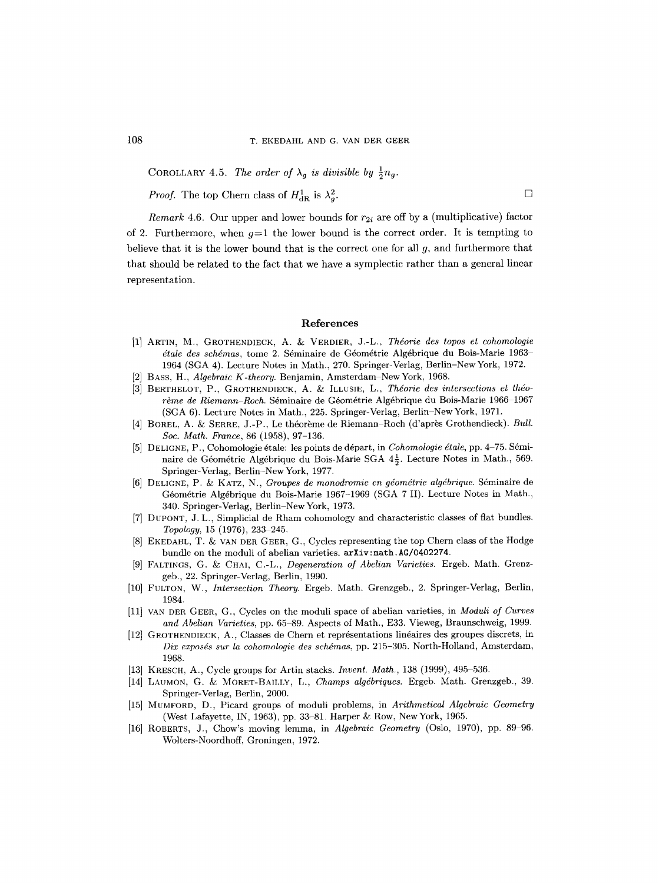COROLLARY 4.5. *The order of $\lambda_g$ is divisible by $\frac{1}{2}n_g$.*

*Proof.* The top Chern class of $H^1_{\mathrm{dR}}$ is $\lambda_g^2$. □

*Remark* 4.6. Our upper and lower bounds for $r_{2i}$ are off by a (multiplicative) factor of 2. Furthermore, when $g=1$ the lower bound is the correct order. It is tempting to believe that it is the lower bound that is the correct one for all $g$, and furthermore that that should be related to the fact that we have a symplectic rather than a general linear representation.

## References

[1] ARTIN, M., GROTHENDIECK, A. & VERDIER, J.-L., *Théorie des topos et cohomologie étale des schémas*, tome 2. Séminaire de Géométrie Algébrique du Bois-Marie 1963–1964 (SGA 4). Lecture Notes in Math., 270. Springer-Verlag, Berlin–New York, 1972.

[2] BASS, H., *Algebraic K-theory*. Benjamin, Amsterdam–New York, 1968.

[3] BERTHELOT, P., GROTHENDIECK, A. & ILLUSIE, L., *Théorie des intersections et théorème de Riemann–Roch*. Séminaire de Géométrie Algébrique du Bois-Marie 1966–1967 (SGA 6). Lecture Notes in Math., 225. Springer-Verlag, Berlin–New York, 1971.

[4] BOREL, A. & SERRE, J.-P., Le théorème de Riemann–Roch (d'après Grothendieck). *Bull. Soc. Math. France*, 86 (1958), 97–136.

[5] DELIGNE, P., Cohomologie étale: les points de départ, in *Cohomologie étale*, pp. 4–75. Séminaire de Géométrie Algébrique du Bois-Marie SGA $4\frac{1}{2}$. Lecture Notes in Math., 569. Springer-Verlag, Berlin–New York, 1977.

[6] DELIGNE, P. & KATZ, N., *Groupes de monodromie en géométrie algébrique*. Séminaire de Géométrie Algébrique du Bois-Marie 1967–1969 (SGA 7 II). Lecture Notes in Math., 340. Springer-Verlag, Berlin–New York, 1973.

[7] DUPONT, J. L., Simplicial de Rham cohomology and characteristic classes of flat bundles. *Topology*, 15 (1976), 233–245.

[8] EKEDAHL, T. & VAN DER GEER, G., Cycles representing the top Chern class of the Hodge bundle on the moduli of abelian varieties. `arXiv:math.AG/0402274`.

[9] FALTINGS, G. & CHAI, C.-L., *Degeneration of Abelian Varieties*. Ergeb. Math. Grenzgeb., 22. Springer-Verlag, Berlin, 1990.

[10] FULTON, W., *Intersection Theory*. Ergeb. Math. Grenzgeb., 2. Springer-Verlag, Berlin, 1984.

[11] VAN DER GEER, G., Cycles on the moduli space of abelian varieties, in *Moduli of Curves and Abelian Varieties*, pp. 65–89. Aspects of Math., E33. Vieweg, Braunschweig, 1999.

[12] GROTHENDIECK, A., Classes de Chern et représentations linéaires des groupes discrets, in *Dix exposés sur la cohomologie des schémas*, pp. 215–305. North-Holland, Amsterdam, 1968.

[13] KRESCH, A., Cycle groups for Artin stacks. *Invent. Math.*, 138 (1999), 495–536.

[14] LAUMON, G. & MORET-BAILLY, L., *Champs algébriques*. Ergeb. Math. Grenzgeb., 39. Springer-Verlag, Berlin, 2000.

[15] MUMFORD, D., Picard groups of moduli problems, in *Arithmetical Algebraic Geometry* (West Lafayette, IN, 1963), pp. 33–81. Harper & Row, New York, 1965.

[16] ROBERTS, J., Chow's moving lemma, in *Algebraic Geometry* (Oslo, 1970), pp. 89–96. Wolters-Noordhoff, Groningen, 1972.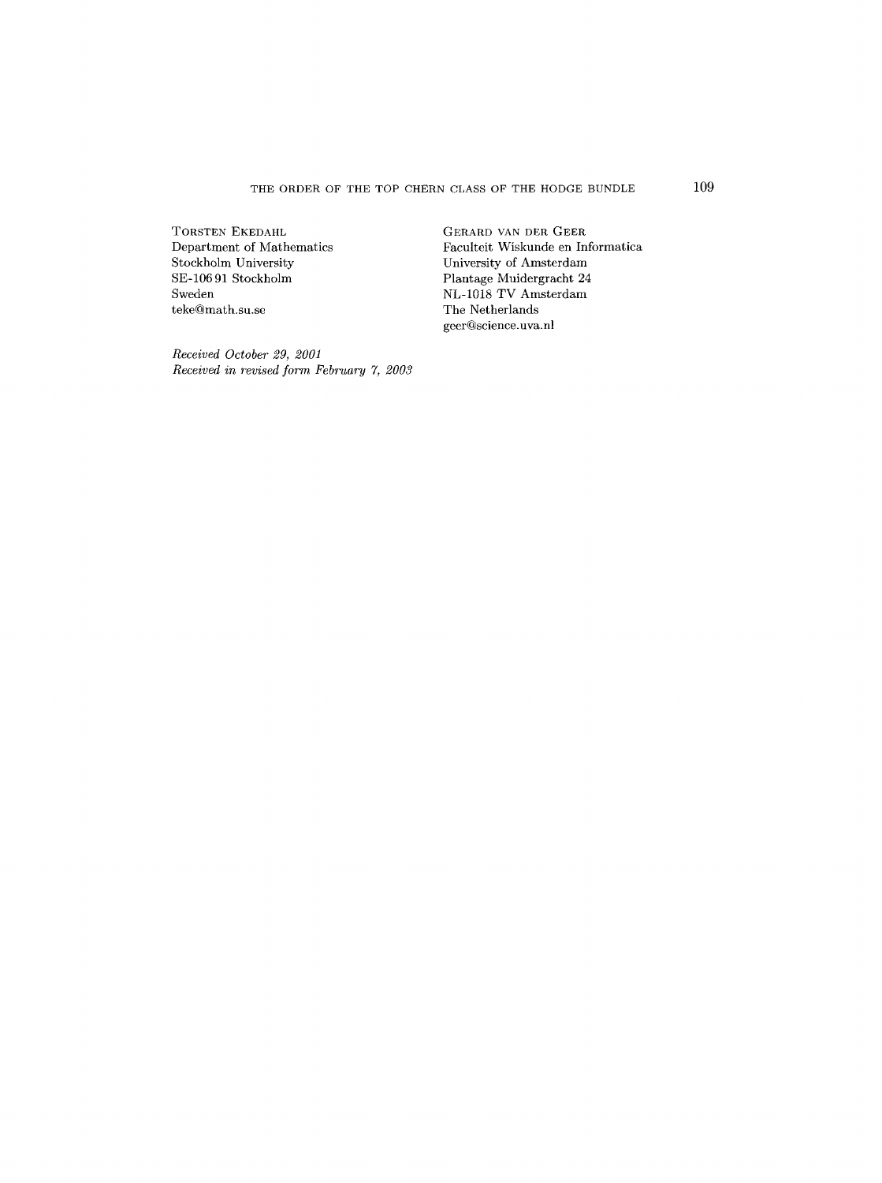Torsten Ekedahl
Department of Mathematics
Stockholm University
SE-106 91 Stockholm
Sweden
teke@math.su.se

Gerard van der Geer
Faculteit Wiskunde en Informatica
University of Amsterdam
Plantage Muidergracht 24
NL-1018 TV Amsterdam
The Netherlands
geer@science.uva.nl

*Received October 29, 2001*
*Received in revised form February 7, 2003*